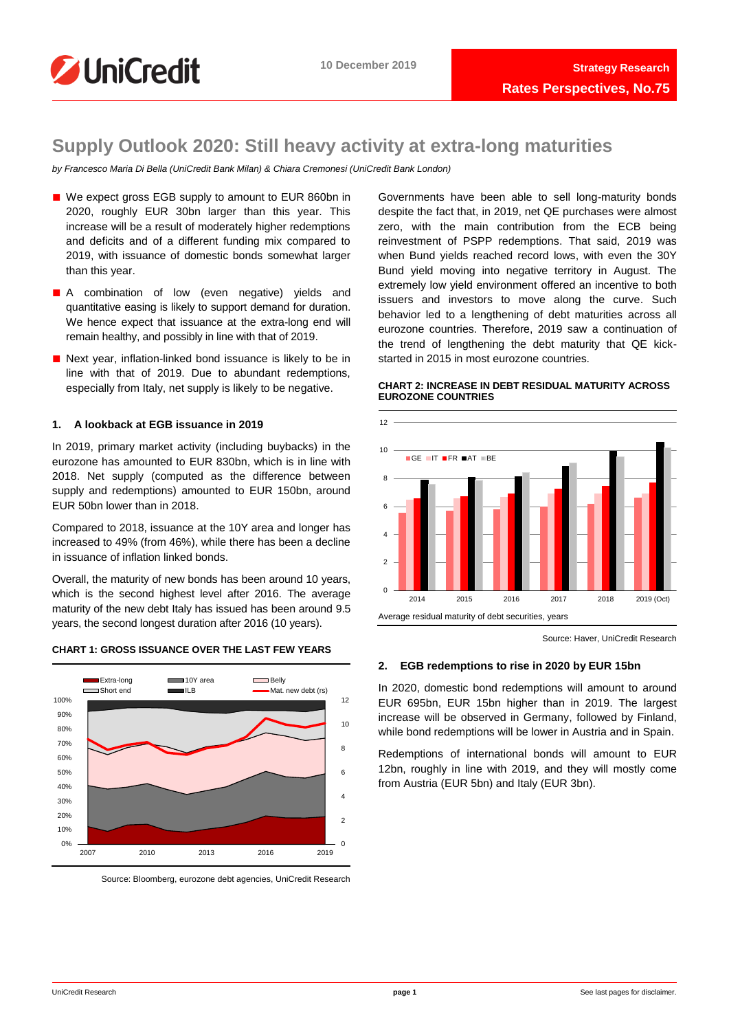10 December 2019

Strategy Research

Rates Perspectives, No.75

# Supply Outlook 2020: Still heavy activity at extra-long maturities

*by Francesco Maria Di Bella (UniCredit Bank Milan) & Chiara Cremonesi (UniCredit Bank London)*

- We expect gross EGB supply to amount to EUR 860bn in 2020, roughly EUR 30bn larger than this year. This increase will be a result of moderately higher redemptions and deficits and of a different funding mix compared to 2019, with issuance of domestic bonds somewhat larger than this year.
- A combination of low (even negative) yields and quantitative easing is likely to support demand for duration. We hence expect that issuance at the extra-long end will remain healthy, and possibly in line with that of 2019.
- Next year, inflation-linked bond issuance is likely to be in line with that of 2019. Due to abundant redemptions, especially from Italy, net supply is likely to be negative.

## 1. A lookback at EGB issuance in 2019

In 2019, primary market activity (including buybacks) in the eurozone has amounted to EUR 830bn, which is in line with 2018. Net supply (computed as the difference between supply and redemptions) amounted to EUR 150bn, around EUR 50bn lower than in 2018.

Compared to 2018, issuance at the 10Y area and longer has increased to 49% (from 46%), while there has been a decline in issuance of inflation linked bonds.

Overall, the maturity of new bonds has been around 10 years, which is the second highest level after 2016. The average maturity of the new debt Italy has issued has been around 9.5 years, the second longest duration after 2016 (10 years).

**CHART 1: GROSS ISSUANCE OVER THE LAST FEW YEARS**

Source: Bloomberg, eurozone debt agencies, UniCredit Research

Governments have been able to sell long-maturity bonds despite the fact that, in 2019, net QE purchases were almost zero, with the main contribution from the ECB being reinvestment of PSPP redemptions. That said, 2019 was when Bund yields reached record lows, with even the 30Y Bund yield moving into negative territory in August. The extremely low yield environment offered an incentive to both issuers and investors to move along the curve. Such behavior led to a lengthening of debt maturities across all eurozone countries. Therefore, 2019 saw a continuation of the trend of lengthening the debt maturity that QE kick-started in 2015 in most eurozone countries.

**CHART 2: INCREASE IN DEBT RESIDUAL MATURITY ACROSS EUROZONE COUNTRIES**

Average residual maturity of debt securities, years

Source: Haver, UniCredit Research

## 2. EGB redemptions to rise in 2020 by EUR 15bn

In 2020, domestic bond redemptions will amount to around EUR 695bn, EUR 15bn higher than in 2019. The largest increase will be observed in Germany, followed by Finland, while bond redemptions will be lower in Austria and in Spain.

Redemptions of international bonds will amount to EUR 12bn, roughly in line with 2019, and they will mostly come from Austria (EUR 5bn) and Italy (EUR 3bn).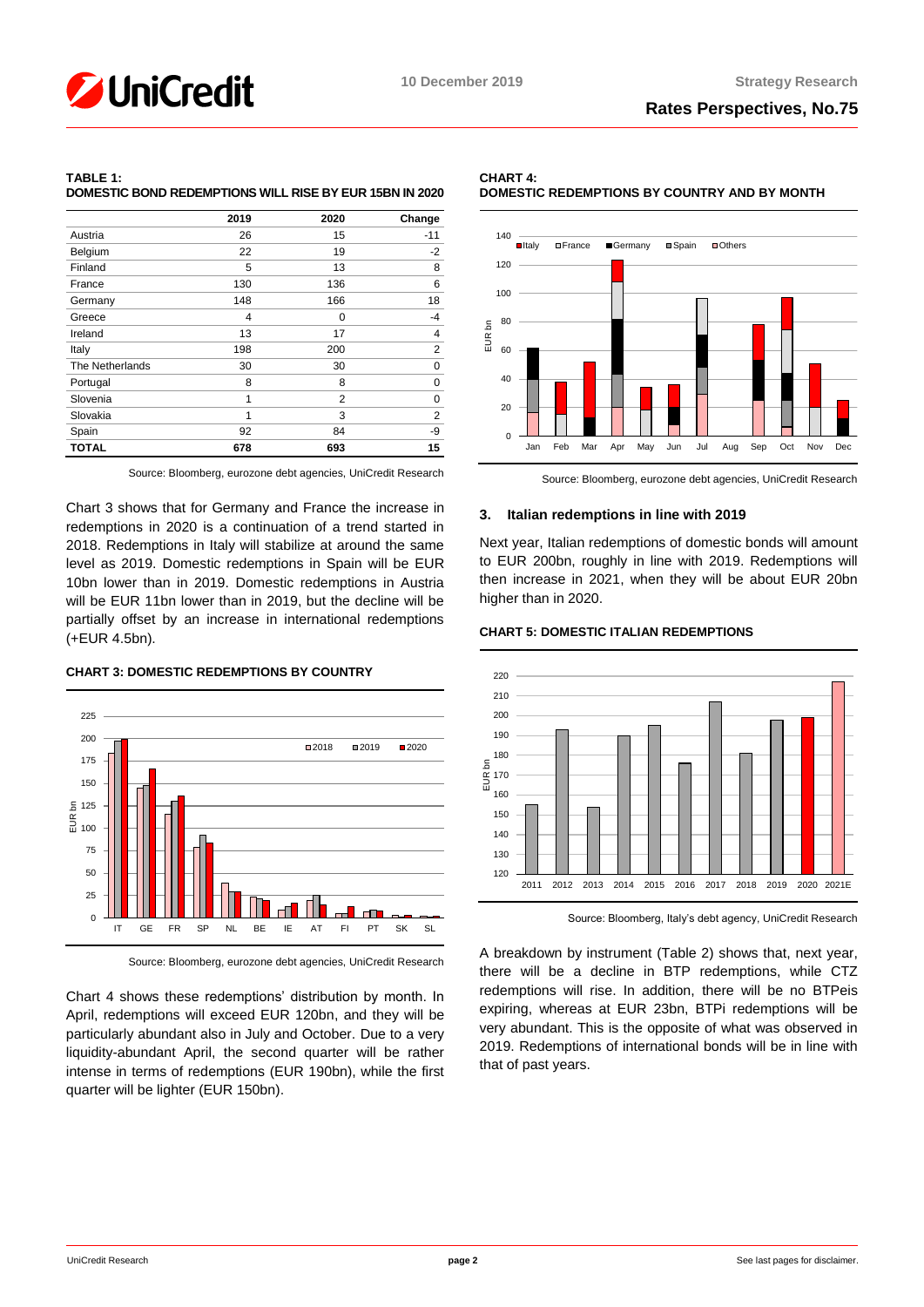**TABLE 1:**
**DOMESTIC BOND REDEMPTIONS WILL RISE BY EUR 15BN IN 2020**

| | 2019 | 2020 | Change |
|---|---|---|---|
| Austria | 26 | 15 | -11 |
| Belgium | 22 | 19 | -2 |
| Finland | 5 | 13 | 8 |
| France | 130 | 136 | 6 |
| Germany | 148 | 166 | 18 |
| Greece | 4 | 0 | -4 |
| Ireland | 13 | 17 | 4 |
| Italy | 198 | 200 | 2 |
| The Netherlands | 30 | 30 | 0 |
| Portugal | 8 | 8 | 0 |
| Slovenia | 1 | 2 | 0 |
| Slovakia | 1 | 3 | 2 |
| Spain | 92 | 84 | -9 |
| **TOTAL** | **678** | **693** | **15** |

Source: Bloomberg, eurozone debt agencies, UniCredit Research

Chart 3 shows that for Germany and France the increase in redemptions in 2020 is a continuation of a trend started in 2018. Redemptions in Italy will stabilize at around the same level as 2019. Domestic redemptions in Spain will be EUR 10bn lower than in 2019. Domestic redemptions in Austria will be EUR 11bn lower than in 2019, but the decline will be partially offset by an increase in international redemptions (+EUR 4.5bn).

**CHART 3: DOMESTIC REDEMPTIONS BY COUNTRY**

Source: Bloomberg, eurozone debt agencies, UniCredit Research

Chart 4 shows these redemptions' distribution by month. In April, redemptions will exceed EUR 120bn, and they will be particularly abundant also in July and October. Due to a very liquidity-abundant April, the second quarter will be rather intense in terms of redemptions (EUR 190bn), while the first quarter will be lighter (EUR 150bn).

**CHART 4:**
**DOMESTIC REDEMPTIONS BY COUNTRY AND BY MONTH**

Source: Bloomberg, eurozone debt agencies, UniCredit Research

### 3. Italian redemptions in line with 2019

Next year, Italian redemptions of domestic bonds will amount to EUR 200bn, roughly in line with 2019. Redemptions will then increase in 2021, when they will be about EUR 20bn higher than in 2020.

**CHART 5: DOMESTIC ITALIAN REDEMPTIONS**

Source: Bloomberg, Italy's debt agency, UniCredit Research

A breakdown by instrument (Table 2) shows that, next year, there will be a decline in BTP redemptions, while CTZ redemptions will rise. In addition, there will be no BTPeis expiring, whereas at EUR 23bn, BTPi redemptions will be very abundant. This is the opposite of what was observed in 2019. Redemptions of international bonds will be in line with that of past years.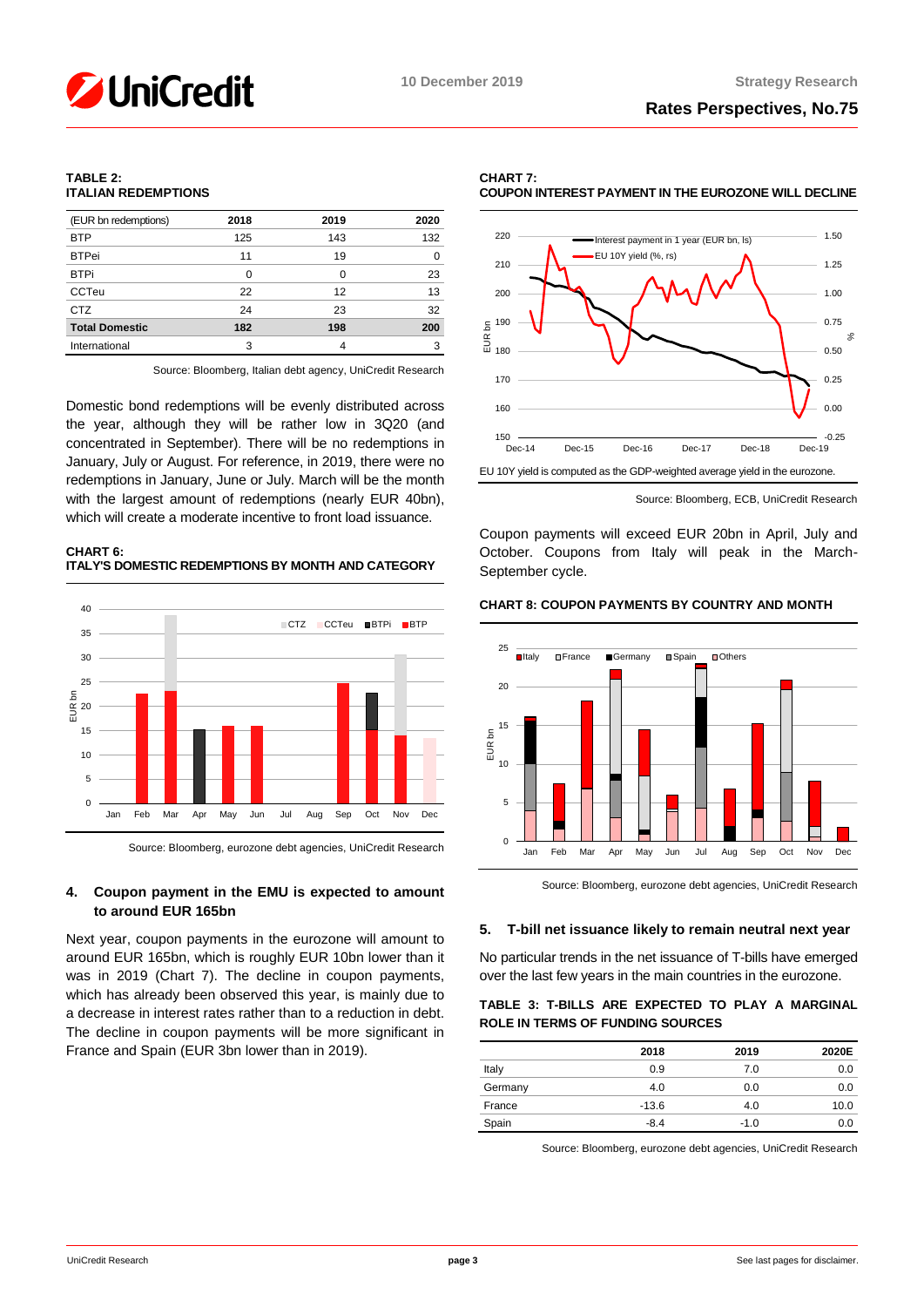**TABLE 2:**
**ITALIAN REDEMPTIONS**

| (EUR bn redemptions) | 2018 | 2019 | 2020 |
|---|---|---|---|
| BTP | 125 | 143 | 132 |
| BTPei | 11 | 19 | 0 |
| BTPi | 0 | 0 | 23 |
| CCTeu | 22 | 12 | 13 |
| CTZ | 24 | 23 | 32 |
| **Total Domestic** | **182** | **198** | **200** |
| International | 3 | 4 | 3 |

Source: Bloomberg, Italian debt agency, UniCredit Research

Domestic bond redemptions will be evenly distributed across the year, although they will be rather low in 3Q20 (and concentrated in September). There will be no redemptions in January, July or August. For reference, in 2019, there were no redemptions in January, June or July. March will be the month with the largest amount of redemptions (nearly EUR 40bn), which will create a moderate incentive to front load issuance.

**CHART 6:**
**ITALY'S DOMESTIC REDEMPTIONS BY MONTH AND CATEGORY**

Source: Bloomberg, eurozone debt agencies, UniCredit Research

## 4. Coupon payment in the EMU is expected to amount to around EUR 165bn

Next year, coupon payments in the eurozone will amount to around EUR 165bn, which is roughly EUR 10bn lower than it was in 2019 (Chart 7). The decline in coupon payments, which has already been observed this year, is mainly due to a decrease in interest rates rather than to a reduction in debt. The decline in coupon payments will be more significant in France and Spain (EUR 3bn lower than in 2019).

**CHART 7:**
**COUPON INTEREST PAYMENT IN THE EUROZONE WILL DECLINE**

EU 10Y yield is computed as the GDP-weighted average yield in the eurozone.

Source: Bloomberg, ECB, UniCredit Research

Coupon payments will exceed EUR 20bn in April, July and October. Coupons from Italy will peak in the March-September cycle.

**CHART 8: COUPON PAYMENTS BY COUNTRY AND MONTH**

Source: Bloomberg, eurozone debt agencies, UniCredit Research

## 5. T-bill net issuance likely to remain neutral next year

No particular trends in the net issuance of T-bills have emerged over the last few years in the main countries in the eurozone.

**TABLE 3: T-BILLS ARE EXPECTED TO PLAY A MARGINAL ROLE IN TERMS OF FUNDING SOURCES**

| | 2018 | 2019 | 2020E |
|---|---|---|---|
| Italy | 0.9 | 7.0 | 0.0 |
| Germany | 4.0 | 0.0 | 0.0 |
| France | -13.6 | 4.0 | 10.0 |
| Spain | -8.4 | -1.0 | 0.0 |

Source: Bloomberg, eurozone debt agencies, UniCredit Research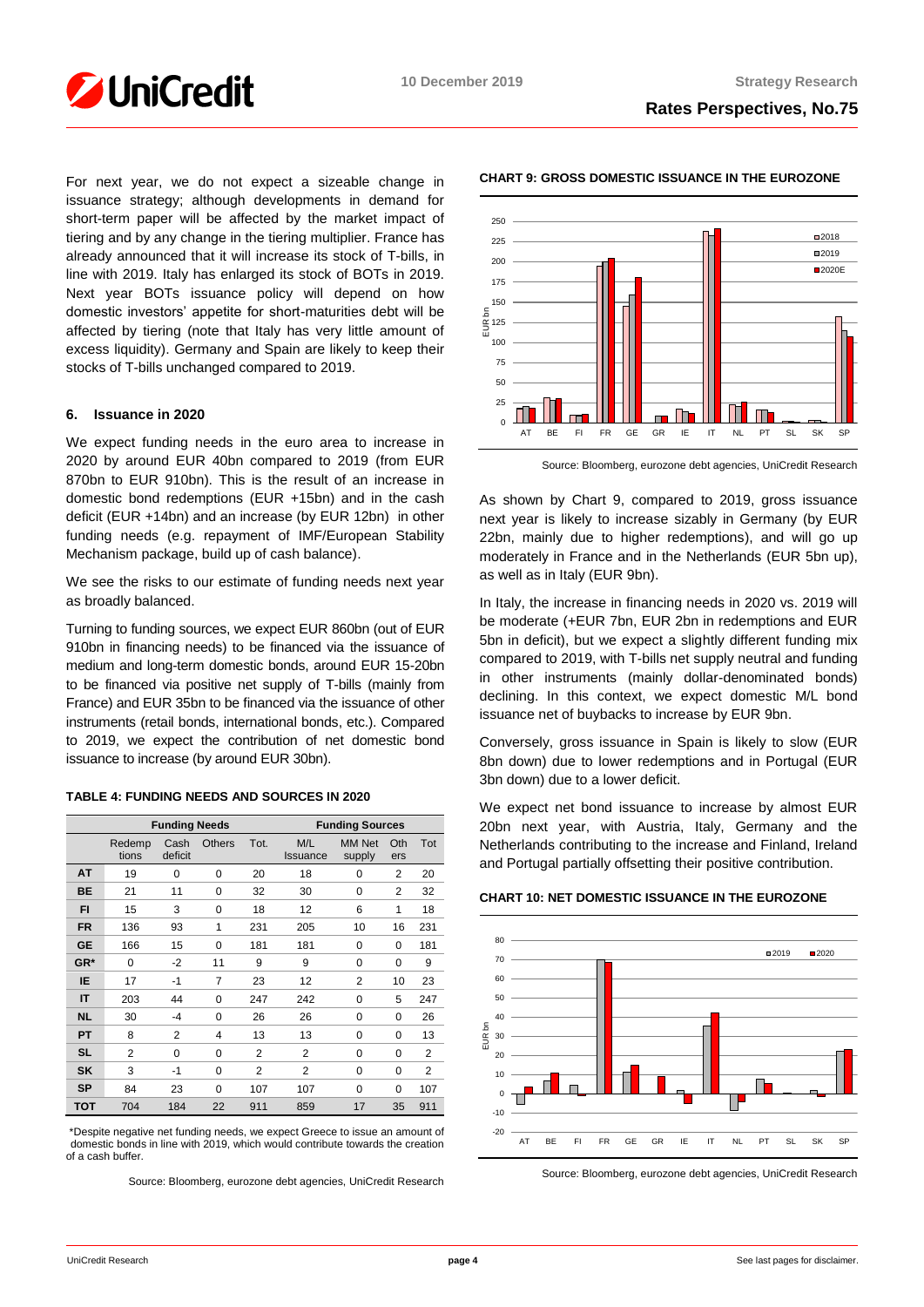For next year, we do not expect a sizeable change in issuance strategy; although developments in demand for short-term paper will be affected by the market impact of tiering and by any change in the tiering multiplier. France has already announced that it will increase its stock of T-bills, in line with 2019. Italy has enlarged its stock of BOTs in 2019. Next year BOTs issuance policy will depend on how domestic investors' appetite for short-maturities debt will be affected by tiering (note that Italy has very little amount of excess liquidity). Germany and Spain are likely to keep their stocks of T-bills unchanged compared to 2019.

### 6. Issuance in 2020

We expect funding needs in the euro area to increase in 2020 by around EUR 40bn compared to 2019 (from EUR 870bn to EUR 910bn). This is the result of an increase in domestic bond redemptions (EUR +15bn) and in the cash deficit (EUR +14bn) and an increase (by EUR 12bn) in other funding needs (e.g. repayment of IMF/European Stability Mechanism package, build up of cash balance).

We see the risks to our estimate of funding needs next year as broadly balanced.

Turning to funding sources, we expect EUR 860bn (out of EUR 910bn in financing needs) to be financed via the issuance of medium and long-term domestic bonds, around EUR 15-20bn to be financed via positive net supply of T-bills (mainly from France) and EUR 35bn to be financed via the issuance of other instruments (retail bonds, international bonds, etc.). Compared to 2019, we expect the contribution of net domestic bond issuance to increase (by around EUR 30bn).

**TABLE 4: FUNDING NEEDS AND SOURCES IN 2020**

| | Funding Needs | | | | Funding Sources | | | |
|---|---|---|---|---|---|---|---|---|
| | Redemptions | Cash deficit | Others | Tot. | M/L Issuance | MM Net supply | Others | Tot |
| **AT** | 19 | 0 | 0 | 20 | 18 | 0 | 2 | 20 |
| **BE** | 21 | 11 | 0 | 32 | 30 | 0 | 2 | 32 |
| **FI** | 15 | 3 | 0 | 18 | 12 | 6 | 1 | 18 |
| **FR** | 136 | 93 | 1 | 231 | 205 | 10 | 16 | 231 |
| **GE** | 166 | 15 | 0 | 181 | 181 | 0 | 0 | 181 |
| **GR*** | 0 | -2 | 11 | 9 | 9 | 0 | 0 | 9 |
| **IE** | 17 | -1 | 7 | 23 | 12 | 2 | 10 | 23 |
| **IT** | 203 | 44 | 0 | 247 | 242 | 0 | 5 | 247 |
| **NL** | 30 | -4 | 0 | 26 | 26 | 0 | 0 | 26 |
| **PT** | 8 | 2 | 4 | 13 | 13 | 0 | 0 | 13 |
| **SL** | 2 | 0 | 0 | 2 | 2 | 0 | 0 | 2 |
| **SK** | 3 | -1 | 0 | 2 | 2 | 0 | 0 | 2 |
| **SP** | 84 | 23 | 0 | 107 | 107 | 0 | 0 | 107 |
| **TOT** | 704 | 184 | 22 | 911 | 859 | 17 | 35 | 911 |

*Despite negative net funding needs, we expect Greece to issue an amount of domestic bonds in line with 2019, which would contribute towards the creation of a cash buffer.

Source: Bloomberg, eurozone debt agencies, UniCredit Research

**CHART 9: GROSS DOMESTIC ISSUANCE IN THE EUROZONE**

Source: Bloomberg, eurozone debt agencies, UniCredit Research

As shown by Chart 9, compared to 2019, gross issuance next year is likely to increase sizably in Germany (by EUR 22bn, mainly due to higher redemptions), and will go up moderately in France and in the Netherlands (EUR 5bn up), as well as in Italy (EUR 9bn).

In Italy, the increase in financing needs in 2020 vs. 2019 will be moderate (+EUR 7bn, EUR 2bn in redemptions and EUR 5bn in deficit), but we expect a slightly different funding mix compared to 2019, with T-bills net supply neutral and funding in other instruments (mainly dollar-denominated bonds) declining. In this context, we expect domestic M/L bond issuance net of buybacks to increase by EUR 9bn.

Conversely, gross issuance in Spain is likely to slow (EUR 8bn down) due to lower redemptions and in Portugal (EUR 3bn down) due to a lower deficit.

We expect net bond issuance to increase by almost EUR 20bn next year, with Austria, Italy, Germany and the Netherlands contributing to the increase and Finland, Ireland and Portugal partially offsetting their positive contribution.

**CHART 10: NET DOMESTIC ISSUANCE IN THE EUROZONE**

Source: Bloomberg, eurozone debt agencies, UniCredit Research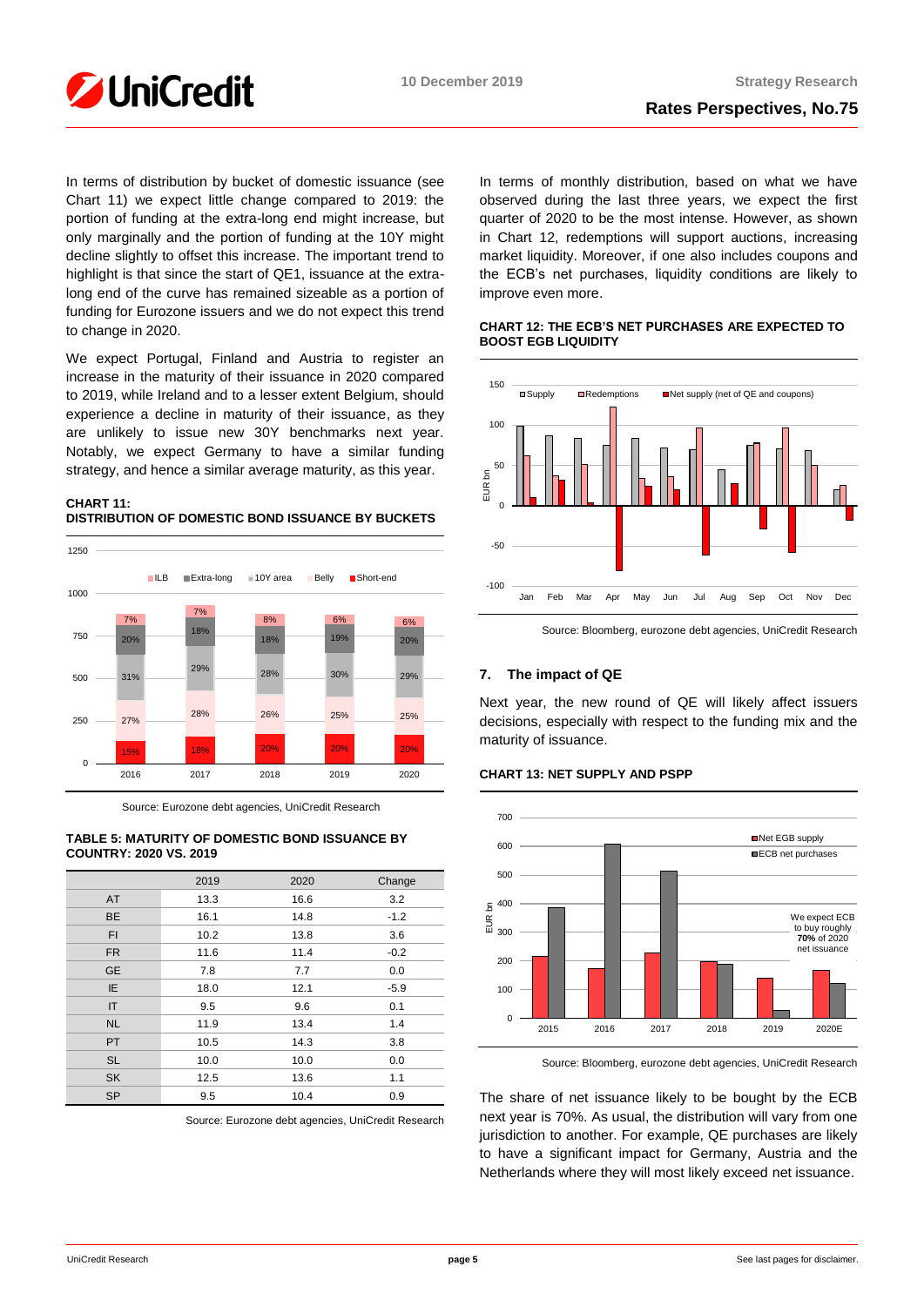In terms of distribution by bucket of domestic issuance (see Chart 11) we expect little change compared to 2019: the portion of funding at the extra-long end might increase, but only marginally and the portion of funding at the 10Y might decline slightly to offset this increase. The important trend to highlight is that since the start of QE1, issuance at the extra-long end of the curve has remained sizeable as a portion of funding for Eurozone issuers and we do not expect this trend to change in 2020.

We expect Portugal, Finland and Austria to register an increase in the maturity of their issuance in 2020 compared to 2019, while Ireland and to a lesser extent Belgium, should experience a decline in maturity of their issuance, as they are unlikely to issue new 30Y benchmarks next year. Notably, we expect Germany to have a similar funding strategy, and hence a similar average maturity, as this year.

**CHART 11:**
**DISTRIBUTION OF DOMESTIC BOND ISSUANCE BY BUCKETS**

Source: Eurozone debt agencies, UniCredit Research

**TABLE 5: MATURITY OF DOMESTIC BOND ISSUANCE BY COUNTRY: 2020 VS. 2019**

| | 2019 | 2020 | Change |
|---|---|---|---|
| AT | 13.3 | 16.6 | 3.2 |
| BE | 16.1 | 14.8 | -1.2 |
| FI | 10.2 | 13.8 | 3.6 |
| FR | 11.6 | 11.4 | -0.2 |
| GE | 7.8 | 7.7 | 0.0 |
| IE | 18.0 | 12.1 | -5.9 |
| IT | 9.5 | 9.6 | 0.1 |
| NL | 11.9 | 13.4 | 1.4 |
| PT | 10.5 | 14.3 | 3.8 |
| SL | 10.0 | 10.0 | 0.0 |
| SK | 12.5 | 13.6 | 1.1 |
| SP | 9.5 | 10.4 | 0.9 |

Source: Eurozone debt agencies, UniCredit Research

In terms of monthly distribution, based on what we have observed during the last three years, we expect the first quarter of 2020 to be the most intense. However, as shown in Chart 12, redemptions will support auctions, increasing market liquidity. Moreover, if one also includes coupons and the ECB's net purchases, liquidity conditions are likely to improve even more.

**CHART 12: THE ECB'S NET PURCHASES ARE EXPECTED TO BOOST EGB LIQUIDITY**

Source: Bloomberg, eurozone debt agencies, UniCredit Research

## 7. The impact of QE

Next year, the new round of QE will likely affect issuers decisions, especially with respect to the funding mix and the maturity of issuance.

**CHART 13: NET SUPPLY AND PSPP**

Source: Bloomberg, eurozone debt agencies, UniCredit Research

The share of net issuance likely to be bought by the ECB next year is 70%. As usual, the distribution will vary from one jurisdiction to another. For example, QE purchases are likely to have a significant impact for Germany, Austria and the Netherlands where they will most likely exceed net issuance.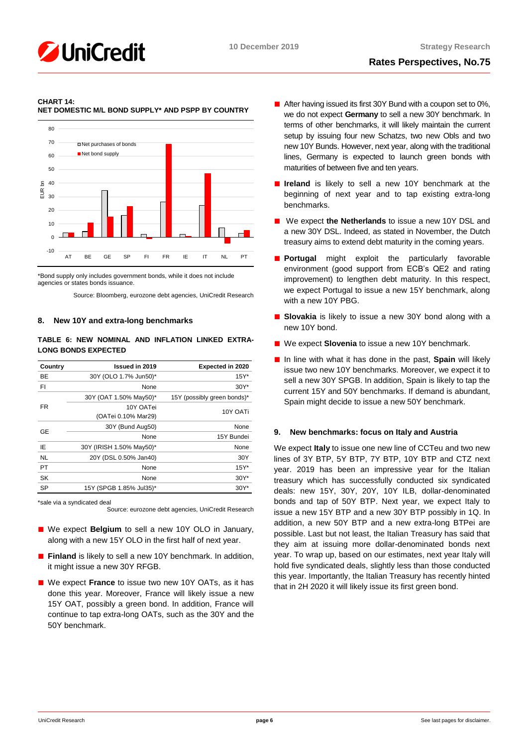**CHART 14:**
**NET DOMESTIC M/L BOND SUPPLY* AND PSPP BY COUNTRY**

*Bond supply only includes government bonds, while it does not include agencies or states bonds issuance.

Source: Bloomberg, eurozone debt agencies, UniCredit Research

## 8. New 10Y and extra-long benchmarks

**TABLE 6: NEW NOMINAL AND INFLATION LINKED EXTRA-LONG BONDS EXPECTED**

| Country | Issued in 2019 | Expected in 2020 |
|---|---|---|
| BE | 30Y (OLO 1.7% Jun50)* | 15Y* |
| FI | None | 30Y* |
| FR | 30Y (OAT 1.50% May50)* | 15Y (possibly green bonds)* |
| | 10Y OATei (OATei 0.10% Mar29) | 10Y OATi |
| GE | 30Y (Bund Aug50) | None |
| | None | 15Y Bundei |
| IE | 30Y (IRISH 1.50% May50)* | None |
| NL | 20Y (DSL 0.50% Jan40) | 30Y |
| PT | None | 15Y* |
| SK | None | 30Y* |
| SP | 15Y (SPGB 1.85% Jul35)* | 30Y* |

*sale via a syndicated deal

Source: eurozone debt agencies, UniCredit Research

- We expect **Belgium** to sell a new 10Y OLO in January, along with a new 15Y OLO in the first half of next year.
- **Finland** is likely to sell a new 10Y benchmark. In addition, it might issue a new 30Y RFGB.
- We expect **France** to issue two new 10Y OATs, as it has done this year. Moreover, France will likely issue a new 15Y OAT, possibly a green bond. In addition, France will continue to tap extra-long OATs, such as the 30Y and the 50Y benchmark.
- After having issued its first 30Y Bund with a coupon set to 0%, we do not expect **Germany** to sell a new 30Y benchmark. In terms of other benchmarks, it will likely maintain the current setup by issuing four new Schatzs, two new Obls and two new 10Y Bunds. However, next year, along with the traditional lines, Germany is expected to launch green bonds with maturities of between five and ten years.
- **Ireland** is likely to sell a new 10Y benchmark at the beginning of next year and to tap existing extra-long benchmarks.
- We expect **the Netherlands** to issue a new 10Y DSL and a new 30Y DSL. Indeed, as stated in November, the Dutch treasury aims to extend debt maturity in the coming years.
- **Portugal** might exploit the particularly favorable environment (good support from ECB's QE2 and rating improvement) to lengthen debt maturity. In this respect, we expect Portugal to issue a new 15Y benchmark, along with a new 10Y PBG.
- **Slovakia** is likely to issue a new 30Y bond along with a new 10Y bond.
- We expect **Slovenia** to issue a new 10Y benchmark.
- In line with what it has done in the past, **Spain** will likely issue two new 10Y benchmarks. Moreover, we expect it to sell a new 30Y SPGB. In addition, Spain is likely to tap the current 15Y and 50Y benchmarks. If demand is abundant, Spain might decide to issue a new 50Y benchmark.

## 9. New benchmarks: focus on Italy and Austria

We expect **Italy** to issue one new line of CCTeu and two new lines of 3Y BTP, 5Y BTP, 7Y BTP, 10Y BTP and CTZ next year. 2019 has been an impressive year for the Italian treasury which has successfully conducted six syndicated deals: new 15Y, 30Y, 20Y, 10Y ILB, dollar-denominated bonds and tap of 50Y BTP. Next year, we expect Italy to issue a new 15Y BTP and a new 30Y BTP possibly in 1Q. In addition, a new 50Y BTP and a new extra-long BTPei are possible. Last but not least, the Italian Treasury has said that they aim at issuing more dollar-denominated bonds next year. To wrap up, based on our estimates, next year Italy will hold five syndicated deals, slightly less than those conducted this year. Importantly, the Italian Treasury has recently hinted that in 2H 2020 it will likely issue its first green bond.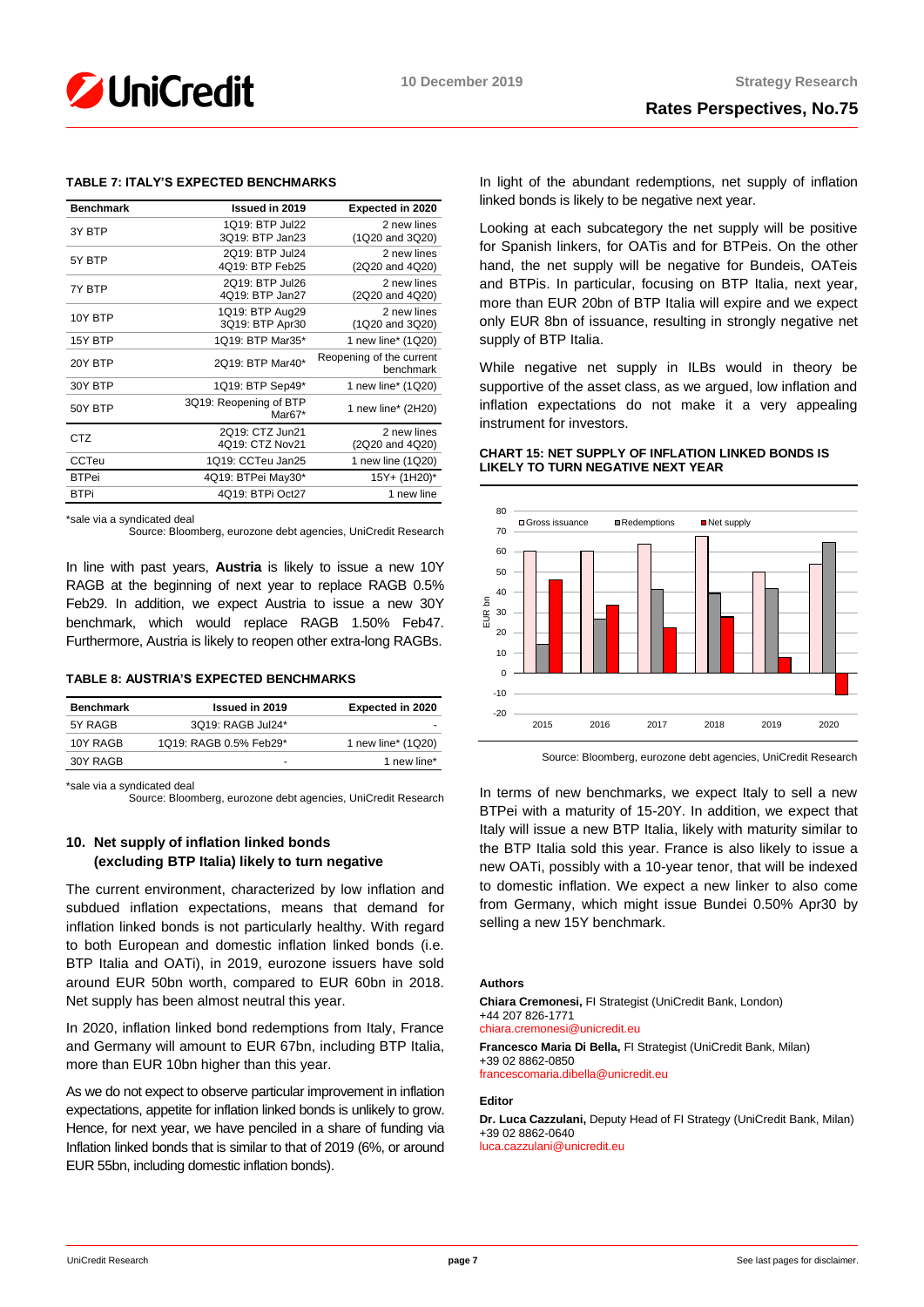**TABLE 7: ITALY'S EXPECTED BENCHMARKS**

| Benchmark | Issued in 2019 | Expected in 2020 |
|---|---|---|
| 3Y BTP | 1Q19: BTP Jul22<br>3Q19: BTP Jan23 | 2 new lines<br>(1Q20 and 3Q20) |
| 5Y BTP | 2Q19: BTP Jul24<br>4Q19: BTP Feb25 | 2 new lines<br>(2Q20 and 4Q20) |
| 7Y BTP | 2Q19: BTP Jul26<br>4Q19: BTP Jan27 | 2 new lines<br>(2Q20 and 4Q20) |
| 10Y BTP | 1Q19: BTP Aug29<br>3Q19: BTP Apr30 | 2 new lines<br>(1Q20 and 3Q20) |
| 15Y BTP | 1Q19: BTP Mar35* | 1 new line* (1Q20) |
| 20Y BTP | 2Q19: BTP Mar40* | Reopening of the current benchmark |
| 30Y BTP | 1Q19: BTP Sep49* | 1 new line* (1Q20) |
| 50Y BTP | 3Q19: Reopening of BTP Mar67* | 1 new line* (2H20) |
| CTZ | 2Q19: CTZ Jun21<br>4Q19: CTZ Nov21 | 2 new lines<br>(2Q20 and 4Q20) |
| CCTeu | 1Q19: CCTeu Jan25 | 1 new line (1Q20) |
| BTPei | 4Q19: BTPei May30* | 15Y+ (1H20)* |
| BTPi | 4Q19: BTPi Oct27 | 1 new line |

*sale via a syndicated deal

Source: Bloomberg, eurozone debt agencies, UniCredit Research

In line with past years, **Austria** is likely to issue a new 10Y RAGB at the beginning of next year to replace RAGB 0.5% Feb29. In addition, we expect Austria to issue a new 30Y benchmark, which would replace RAGB 1.50% Feb47. Furthermore, Austria is likely to reopen other extra-long RAGBs.

**TABLE 8: AUSTRIA'S EXPECTED BENCHMARKS**

| Benchmark | Issued in 2019 | Expected in 2020 |
|---|---|---|
| 5Y RAGB | 3Q19: RAGB Jul24* | - |
| 10Y RAGB | 1Q19: RAGB 0.5% Feb29* | 1 new line* (1Q20) |
| 30Y RAGB | - | 1 new line* |

*sale via a syndicated deal

Source: Bloomberg, eurozone debt agencies, UniCredit Research

## 10. Net supply of inflation linked bonds (excluding BTP Italia) likely to turn negative

The current environment, characterized by low inflation and subdued inflation expectations, means that demand for inflation linked bonds is not particularly healthy. With regard to both European and domestic inflation linked bonds (i.e. BTP Italia and OATi), in 2019, eurozone issuers have sold around EUR 50bn worth, compared to EUR 60bn in 2018. Net supply has been almost neutral this year.

In 2020, inflation linked bond redemptions from Italy, France and Germany will amount to EUR 67bn, including BTP Italia, more than EUR 10bn higher than this year.

As we do not expect to observe particular improvement in inflation expectations, appetite for inflation linked bonds is unlikely to grow. Hence, for next year, we have penciled in a share of funding via Inflation linked bonds that is similar to that of 2019 (6%, or around EUR 55bn, including domestic inflation bonds).

In light of the abundant redemptions, net supply of inflation linked bonds is likely to be negative next year.

Looking at each subcategory the net supply will be positive for Spanish linkers, for OATis and for BTPeis. On the other hand, the net supply will be negative for Bundeis, OATeis and BTPis. In particular, focusing on BTP Italia, next year, more than EUR 20bn of BTP Italia will expire and we expect only EUR 8bn of issuance, resulting in strongly negative net supply of BTP Italia.

While negative net supply in ILBs would in theory be supportive of the asset class, as we argued, low inflation and inflation expectations do not make it a very appealing instrument for investors.

**CHART 15: NET SUPPLY OF INFLATION LINKED BONDS IS LIKELY TO TURN NEGATIVE NEXT YEAR**

Source: Bloomberg, eurozone debt agencies, UniCredit Research

In terms of new benchmarks, we expect Italy to sell a new BTPei with a maturity of 15-20Y. In addition, we expect that Italy will issue a new BTP Italia, likely with maturity similar to the BTP Italia sold this year. France is also likely to issue a new OATi, possibly with a 10-year tenor, that will be indexed to domestic inflation. We expect a new linker to also come from Germany, which might issue Bundei 0.50% Apr30 by selling a new 15Y benchmark.

**Authors**

**Chiara Cremonesi,** FI Strategist (UniCredit Bank, London)
+44 207 826-1771
chiara.cremonesi@unicredit.eu

**Francesco Maria Di Bella,** FI Strategist (UniCredit Bank, Milan)
+39 02 8862-0850
francescomaria.dibella@unicredit.eu

**Editor**

**Dr. Luca Cazzulani,** Deputy Head of FI Strategy (UniCredit Bank, Milan)
+39 02 8862-0640
luca.cazzulani@unicredit.eu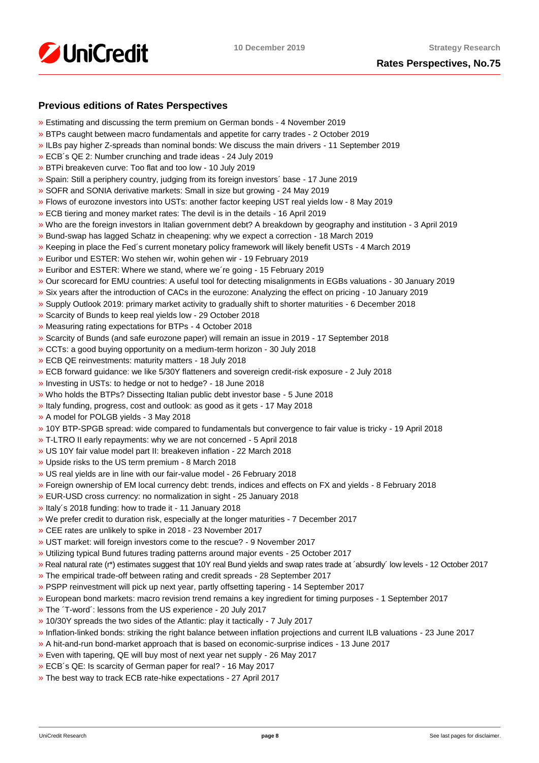## Previous editions of Rates Perspectives

- » Estimating and discussing the term premium on German bonds - 4 November 2019
- » BTPs caught between macro fundamentals and appetite for carry trades - 2 October 2019
- » ILBs pay higher Z-spreads than nominal bonds: We discuss the main drivers - 11 September 2019
- » ECB´s QE 2: Number crunching and trade ideas - 24 July 2019
- » BTPi breakeven curve: Too flat and too low - 10 July 2019
- » Spain: Still a periphery country, judging from its foreign investors´ base - 17 June 2019
- » SOFR and SONIA derivative markets: Small in size but growing - 24 May 2019
- » Flows of eurozone investors into USTs: another factor keeping UST real yields low - 8 May 2019
- » ECB tiering and money market rates: The devil is in the details - 16 April 2019
- » Who are the foreign investors in Italian government debt? A breakdown by geography and institution - 3 April 2019
- » Bund-swap has lagged Schatz in cheapening: why we expect a correction - 18 March 2019
- » Keeping in place the Fed´s current monetary policy framework will likely benefit USTs - 4 March 2019
- » Euribor und ESTER: Wo stehen wir, wohin gehen wir - 19 February 2019
- » Euribor and ESTER: Where we stand, where we´re going - 15 February 2019
- » Our scorecard for EMU countries: A useful tool for detecting misalignments in EGBs valuations - 30 January 2019
- » Six years after the introduction of CACs in the eurozone: Analyzing the effect on pricing - 10 January 2019
- » Supply Outlook 2019: primary market activity to gradually shift to shorter maturities - 6 December 2018
- » Scarcity of Bunds to keep real yields low - 29 October 2018
- » Measuring rating expectations for BTPs - 4 October 2018
- » Scarcity of Bunds (and safe eurozone paper) will remain an issue in 2019 - 17 September 2018
- » CCTs: a good buying opportunity on a medium-term horizon - 30 July 2018
- » ECB QE reinvestments: maturity matters - 18 July 2018
- » ECB forward guidance: we like 5/30Y flatteners and sovereign credit-risk exposure - 2 July 2018
- » Investing in USTs: to hedge or not to hedge? - 18 June 2018
- » Who holds the BTPs? Dissecting Italian public debt investor base - 5 June 2018
- » Italy funding, progress, cost and outlook: as good as it gets - 17 May 2018
- » A model for POLGB yields - 3 May 2018
- » 10Y BTP-SPGB spread: wide compared to fundamentals but convergence to fair value is tricky - 19 April 2018
- » T-LTRO II early repayments: why we are not concerned - 5 April 2018
- » US 10Y fair value model part II: breakeven inflation - 22 March 2018
- » Upside risks to the US term premium - 8 March 2018
- » US real yields are in line with our fair-value model - 26 February 2018
- » Foreign ownership of EM local currency debt: trends, indices and effects on FX and yields - 8 February 2018
- » EUR-USD cross currency: no normalization in sight - 25 January 2018
- » Italy´s 2018 funding: how to trade it - 11 January 2018
- » We prefer credit to duration risk, especially at the longer maturities - 7 December 2017
- » CEE rates are unlikely to spike in 2018 - 23 November 2017
- » UST market: will foreign investors come to the rescue? - 9 November 2017
- » Utilizing typical Bund futures trading patterns around major events - 25 October 2017
- » Real natural rate (r*) estimates suggest that 10Y real Bund yields and swap rates trade at ´absurdly´ low levels - 12 October 2017
- » The empirical trade-off between rating and credit spreads - 28 September 2017
- » PSPP reinvestment will pick up next year, partly offsetting tapering - 14 September 2017
- » European bond markets: macro revision trend remains a key ingredient for timing purposes - 1 September 2017
- » The ´T-word´: lessons from the US experience - 20 July 2017
- » 10/30Y spreads the two sides of the Atlantic: play it tactically - 7 July 2017
- » Inflation-linked bonds: striking the right balance between inflation projections and current ILB valuations - 23 June 2017
- » A hit-and-run bond-market approach that is based on economic-surprise indices - 13 June 2017
- » Even with tapering, QE will buy most of next year net supply - 26 May 2017
- » ECB´s QE: Is scarcity of German paper for real? - 16 May 2017
- » The best way to track ECB rate-hike expectations - 27 April 2017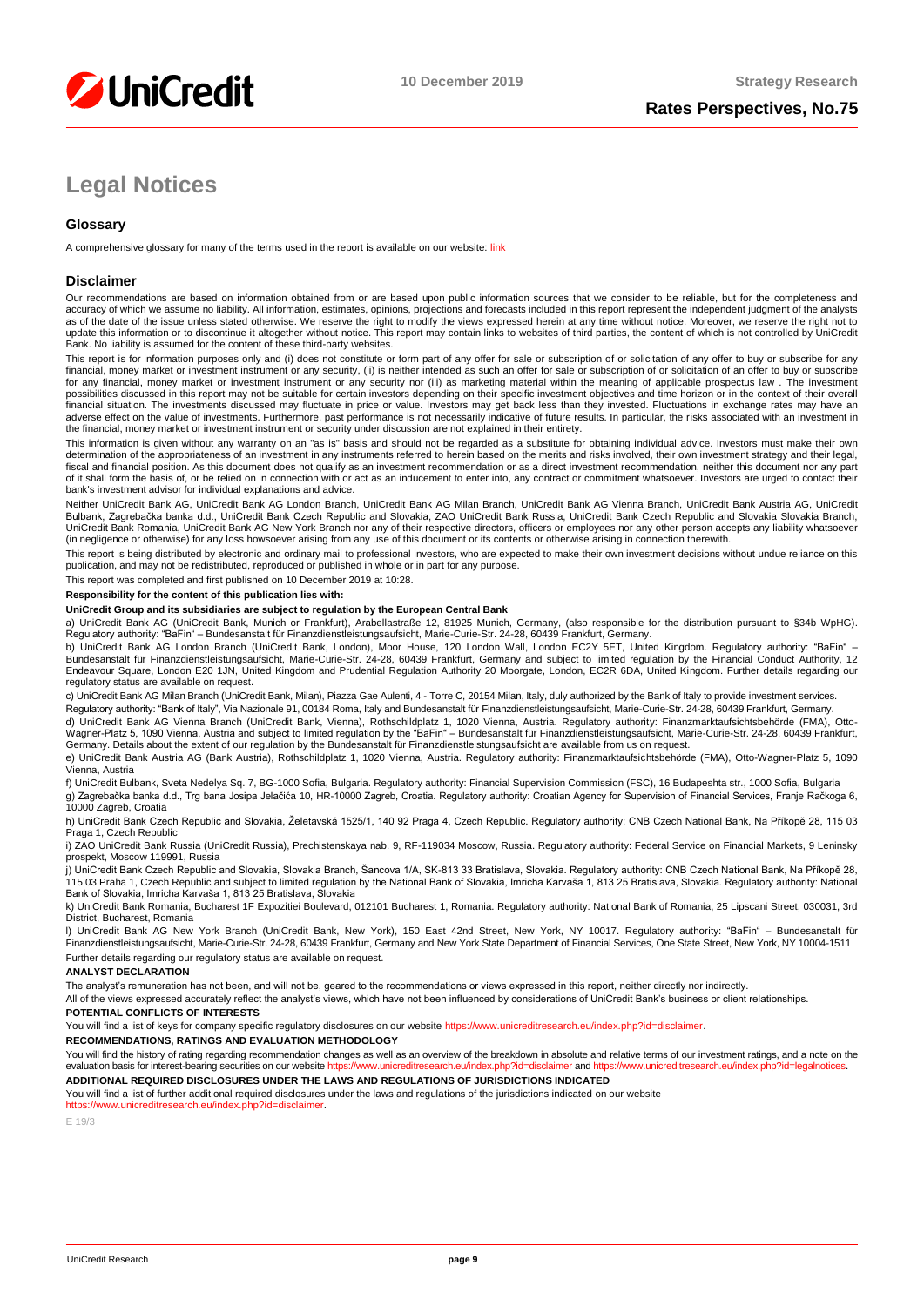# Legal Notices

## Glossary

A comprehensive glossary for many of the terms used in the report is available on our website: link

## Disclaimer

Our recommendations are based on information obtained from or are based upon public information sources that we consider to be reliable, but for the completeness and accuracy of which we assume no liability. All information, estimates, opinions, projections and forecasts included in this report represent the independent judgment of the analysts as of the date of the issue unless stated otherwise. We reserve the right to modify the views expressed herein at any time without notice. Moreover, we reserve the right not to update this information or to discontinue it altogether without notice. This report may contain links to websites of third parties, the content of which is not controlled by UniCredit Bank. No liability is assumed for the content of these third-party websites.

This report is for information purposes only and (i) does not constitute or form part of any offer for sale or subscription of or solicitation of any offer to buy or subscribe for any financial, money market or investment instrument or any security, (ii) is neither intended as such an offer for sale or subscription of or solicitation of an offer to buy or subscribe for any financial, money market or investment instrument or any security nor (iii) as marketing material within the meaning of applicable prospectus law . The investment possibilities discussed in this report may not be suitable for certain investors depending on their specific investment objectives and time horizon or in the context of their overall financial situation. The investments discussed may fluctuate in price or value. Investors may get back less than they invested. Fluctuations in exchange rates may have an adverse effect on the value of investments. Furthermore, past performance is not necessarily indicative of future results. In particular, the risks associated with an investment in the financial, money market or investment instrument or security under discussion are not explained in their entirety.

This information is given without any warranty on an "as is" basis and should not be regarded as a substitute for obtaining individual advice. Investors must make their own determination of the appropriateness of an investment in any instruments referred to herein based on the merits and risks involved, their own investment strategy and their legal, fiscal and financial position. As this document does not qualify as an investment recommendation or as a direct investment recommendation, neither this document nor any part of it shall form the basis of, or be relied on in connection with or act as an inducement to enter into, any contract or commitment whatsoever. Investors are urged to contact their bank's investment advisor for individual explanations and advice.

Neither UniCredit Bank AG, UniCredit Bank AG London Branch, UniCredit Bank AG Milan Branch, UniCredit Bank AG Vienna Branch, UniCredit Bank Austria AG, UniCredit Bulbank, Zagrebačka banka d.d., UniCredit Bank Czech Republic and Slovakia, ZAO UniCredit Bank Russia, UniCredit Bank Czech Republic and Slovakia Slovakia Branch, UniCredit Bank Romania, UniCredit Bank AG New York Branch nor any of their respective directors, officers or employees nor any other person accepts any liability whatsoever (in negligence or otherwise) for any loss howsoever arising from any use of this document or its contents or otherwise arising in connection therewith.

This report is being distributed by electronic and ordinary mail to professional investors, who are expected to make their own investment decisions without undue reliance on this publication, and may not be redistributed, reproduced or published in whole or in part for any purpose.

This report was completed and first published on 10 December 2019 at 10:28.

**Responsibility for the content of this publication lies with:**

**UniCredit Group and its subsidiaries are subject to regulation by the European Central Bank**

a) UniCredit Bank AG (UniCredit Bank, Munich or Frankfurt), Arabellastraße 12, 81925 Munich, Germany, (also responsible for the distribution pursuant to §34b WpHG). Regulatory authority: "BaFin" – Bundesanstalt für Finanzdienstleistungsaufsicht, Marie-Curie-Str. 24-28, 60439 Frankfurt, Germany.

b) UniCredit Bank AG London Branch (UniCredit Bank, London), Moor House, 120 London Wall, London EC2Y 5ET, United Kingdom. Regulatory authority: "BaFin" – Bundesanstalt für Finanzdienstleistungsaufsicht, Marie-Curie-Str. 24-28, 60439 Frankfurt, Germany and subject to limited regulation by the Financial Conduct Authority, 12 Endeavour Square, London E20 1JN, United Kingdom and Prudential Regulation Authority 20 Moorgate, London, EC2R 6DA, United Kingdom. Further details regarding our regulatory status are available on request.

c) UniCredit Bank AG Milan Branch (UniCredit Bank, Milan), Piazza Gae Aulenti, 4 - Torre C, 20154 Milan, Italy, duly authorized by the Bank of Italy to provide investment services.
Regulatory authority: "Bank of Italy", Via Nazionale 91, 00184 Roma, Italy and Bundesanstalt für Finanzdienstleistungsaufsicht, Marie-Curie-Str. 24-28, 60439 Frankfurt, Germany.

d) UniCredit Bank AG Vienna Branch (UniCredit Bank, Vienna), Rothschildplatz 1, 1020 Vienna, Austria. Regulatory authority: Finanzmarktaufsichtsbehörde (FMA), Otto-Wagner-Platz 5, 1090 Vienna, Austria and subject to limited regulation by the "BaFin" – Bundesanstalt für Finanzdienstleistungsaufsicht, Marie-Curie-Str. 24-28, 60439 Frankfurt, Germany. Details about the extent of our regulation by the Bundesanstalt für Finanzdienstleistungsaufsicht are available from us on request.

e) UniCredit Bank Austria AG (Bank Austria), Rothschildplatz 1, 1020 Vienna, Austria. Regulatory authority: Finanzmarktaufsichtsbehörde (FMA), Otto-Wagner-Platz 5, 1090 Vienna, Austria

f) UniCredit Bulbank, Sveta Nedelya Sq. 7, BG-1000 Sofia, Bulgaria. Regulatory authority: Financial Supervision Commission (FSC), 16 Budapeshta str., 1000 Sofia, Bulgaria

g) Zagrebačka banka d.d., Trg bana Josipa Jelačića 10, HR-10000 Zagreb, Croatia. Regulatory authority: Croatian Agency for Supervision of Financial Services, Franje Račkoga 6, 10000 Zagreb, Croatia

h) UniCredit Bank Czech Republic and Slovakia, Želetavská 1525/1, 140 92 Praga 4, Czech Republic. Regulatory authority: CNB Czech National Bank, Na Příkopě 28, 115 03 Praga 1, Czech Republic

i) ZAO UniCredit Bank Russia (UniCredit Russia), Prechistenskaya nab. 9, RF-119034 Moscow, Russia. Regulatory authority: Federal Service on Financial Markets, 9 Leninsky prospekt, Moscow 119991, Russia

j) UniCredit Bank Czech Republic and Slovakia, Slovakia Branch, Šancova 1/A, SK-813 33 Bratislava, Slovakia. Regulatory authority: CNB Czech National Bank, Na Příkopě 28, 115 03 Praha 1, Czech Republic and subject to limited regulation by the National Bank of Slovakia, Imricha Karvaša 1, 813 25 Bratislava, Slovakia. Regulatory authority: National Bank of Slovakia, Imricha Karvaša 1, 813 25 Bratislava, Slovakia

k) UniCredit Bank Romania, Bucharest 1F Expozitiei Boulevard, 012101 Bucharest 1, Romania. Regulatory authority: National Bank of Romania, 25 Lipscani Street, 030031, 3rd District, Bucharest, Romania

l) UniCredit Bank AG New York Branch (UniCredit Bank, New York), 150 East 42nd Street, New York, NY 10017. Regulatory authority: "BaFin" – Bundesanstalt für Finanzdienstleistungsaufsicht, Marie-Curie-Str. 24-28, 60439 Frankfurt, Germany and New York State Department of Financial Services, One State Street, New York, NY 10004-1511

Further details regarding our regulatory status are available on request.

**ANALYST DECLARATION**

The analyst's remuneration has not been, and will not be, geared to the recommendations or views expressed in this report, neither directly nor indirectly.

All of the views expressed accurately reflect the analyst's views, which have not been influenced by considerations of UniCredit Bank's business or client relationships.

**POTENTIAL CONFLICTS OF INTERESTS**

You will find a list of keys for company specific regulatory disclosures on our website https://www.unicreditresearch.eu/index.php?id=disclaimer.

**RECOMMENDATIONS, RATINGS AND EVALUATION METHODOLOGY**

You will find the history of rating regarding recommendation changes as well as an overview of the breakdown in absolute and relative terms of our investment ratings, and a note on the evaluation basis for interest-bearing securities on our website https://www.unicreditresearch.eu/index.php?id=disclaimer and https://www.unicreditresearch.eu/index.php?id=legalnotices.

**ADDITIONAL REQUIRED DISCLOSURES UNDER THE LAWS AND REGULATIONS OF JURISDICTIONS INDICATED**

You will find a list of further additional required disclosures under the laws and regulations of the jurisdictions indicated on our website https://www.unicreditresearch.eu/index.php?id=disclaimer.

E 19/3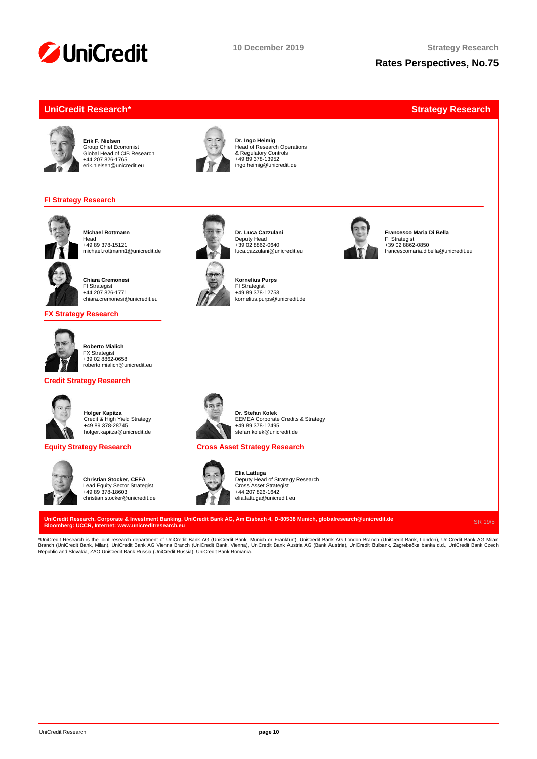## UniCredit Research*

## Strategy Research

**Erik F. Nielsen**
Group Chief Economist
Global Head of CIB Research
+44 207 826-1765
erik.nielsen@unicredit.eu

**Dr. Ingo Heimig**
Head of Research Operations & Regulatory Controls
+49 89 378-13952
ingo.heimig@unicredit.de

### FI Strategy Research

**Michael Rottmann**
Head
+49 89 378-15121
michael.rottmann1@unicredit.de

**Dr. Luca Cazzulani**
Deputy Head
+39 02 8862-0640
luca.cazzulani@unicredit.eu

**Francesco Maria Di Bella**
FI Strategist
+39 02 8862-0850
francescomaria.dibella@unicredit.eu

**Chiara Cremonesi**
FI Strategist
+44 207 826-1771
chiara.cremonesi@unicredit.eu

**Kornelius Purps**
FI Strategist
+49 89 378-12753
kornelius.purps@unicredit.de

### FX Strategy Research

**Roberto Mialich**
FX Strategist
+39 02 8862-0658
roberto.mialich@unicredit.eu

### Credit Strategy Research

**Holger Kapitza**
Credit & High Yield Strategy
+49 89 378-28745
holger.kapitza@unicredit.de

**Dr. Stefan Kolek**
EEMEA Corporate Credits & Strategy
+49 89 378-12495
stefan.kolek@unicredit.de

### Equity Strategy Research

**Christian Stocker, CEFA**
Lead Equity Sector Strategist
+49 89 378-18603
christian.stocker@unicredit.de

### Cross Asset Strategy Research

**Elia Lattuga**
Deputy Head of Strategy Research
Cross Asset Strategist
+44 207 826-1642
elia.lattuga@unicredit.eu

**UniCredit Research, Corporate & Investment Banking, UniCredit Bank AG, Am Eisbach 4, D-80538 Munich, globalresearch@unicredit.de**
**Bloomberg: UCCR, Internet: www.unicreditresearch.eu**

SR 19/5

*UniCredit Research is the joint research department of UniCredit Bank AG (UniCredit Bank, Munich or Frankfurt), UniCredit Bank AG London Branch (UniCredit Bank, London), UniCredit Bank AG Milan Branch (UniCredit Bank, Milan), UniCredit Bank AG Vienna Branch (UniCredit Bank, Vienna), UniCredit Bank Austria AG (Bank Austria), UniCredit Bulbank, Zagrebačka banka d.d., UniCredit Bank Czech Republic and Slovakia, ZAO UniCredit Bank Russia (UniCredit Russia), UniCredit Bank Romania.